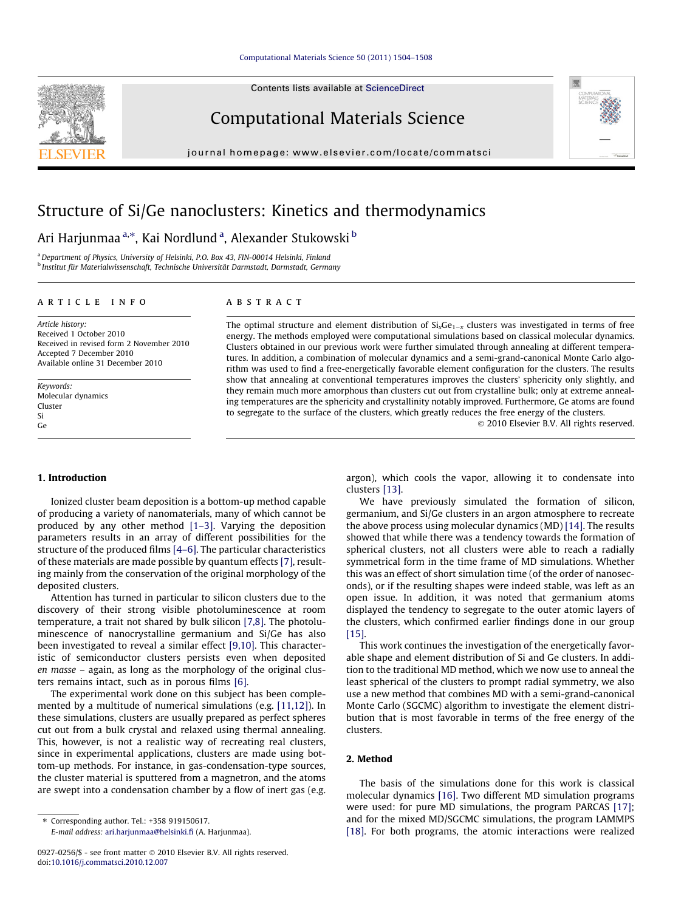# Structure of Si/Ge nanoclusters: Kinetics and thermodynamics

Ari Harjunmaa [a,*], Kai Nordlund [a], Alexander Stukowski [b]

[a] Department of Physics, University of Helsinki, P.O. Box 43, FIN-00014 Helsinki, Finland
[b] Institut für Materialwissenschaft, Technische Universität Darmstadt, Darmstadt, Germany

**ARTICLE INFO**

*Article history:*
Received 1 October 2010
Received in revised form 2 November 2010
Accepted 7 December 2010
Available online 31 December 2010

*Keywords:*
Molecular dynamics
Cluster
Si
Ge

**ABSTRACT**

The optimal structure and element distribution of $Si_xGe_{1-x}$ clusters was investigated in terms of free energy. The methods employed were computational simulations based on classical molecular dynamics. Clusters obtained in our previous work were further simulated through annealing at different temperatures. In addition, a combination of molecular dynamics and a semi-grand-canonical Monte Carlo algorithm was used to find a free-energetically favorable element configuration for the clusters. The results show that annealing at conventional temperatures improves the clusters' sphericity only slightly, and they remain much more amorphous than clusters cut out from crystalline bulk; only at extreme annealing temperatures are the sphericity and crystallinity notably improved. Furthermore, Ge atoms are found to segregate to the surface of the clusters, which greatly reduces the free energy of the clusters.

© 2010 Elsevier B.V. All rights reserved.

## 1. Introduction

Ionized cluster beam deposition is a bottom-up method capable of producing a variety of nanomaterials, many of which cannot be produced by any other method [1–3]. Varying the deposition parameters results in an array of different possibilities for the structure of the produced films [4–6]. The particular characteristics of these materials are made possible by quantum effects [7], resulting mainly from the conservation of the original morphology of the deposited clusters.

Attention has turned in particular to silicon clusters due to the discovery of their strong visible photoluminescence at room temperature, a trait not shared by bulk silicon [7,8]. The photoluminescence of nanocrystalline germanium and Si/Ge has also been investigated to reveal a similar effect [9,10]. This characteristic of semiconductor clusters persists even when deposited *en masse* – again, as long as the morphology of the original clusters remains intact, such as in porous films [6].

The experimental work done on this subject has been complemented by a multitude of numerical simulations (e.g. [11,12]). In these simulations, clusters are usually prepared as perfect spheres cut out from a bulk crystal and relaxed using thermal annealing. This, however, is not a realistic way of recreating real clusters, since in experimental applications, clusters are made using bottom-up methods. For instance, in gas-condensation-type sources, the cluster material is sputtered from a magnetron, and the atoms are swept into a condensation chamber by a flow of inert gas (e.g. argon), which cools the vapor, allowing it to condensate into clusters [13].

We have previously simulated the formation of silicon, germanium, and Si/Ge clusters in an argon atmosphere to recreate the above process using molecular dynamics (MD) [14]. The results showed that while there was a tendency towards the formation of spherical clusters, not all clusters were able to reach a radially symmetrical form in the time frame of MD simulations. Whether this was an effect of short simulation time (of the order of nanoseconds), or if the resulting shapes were indeed stable, was left as an open issue. In addition, it was noted that germanium atoms displayed the tendency to segregate to the outer atomic layers of the clusters, which confirmed earlier findings done in our group [15].

This work continues the investigation of the energetically favorable shape and element distribution of Si and Ge clusters. In addition to the traditional MD method, which we now use to anneal the least spherical of the clusters to prompt radial symmetry, we also use a new method that combines MD with a semi-grand-canonical Monte Carlo (SGCMC) algorithm to investigate the element distribution that is most favorable in terms of the free energy of the clusters.

## 2. Method

The basis of the simulations done for this work is classical molecular dynamics [16]. Two different MD simulation programs were used: for pure MD simulations, the program PARCAS [17]; and for the mixed MD/SGCMC simulations, the program LAMMPS [18]. For both programs, the atomic interactions were realized

* Corresponding author. Tel.: +358 919150617.
*E-mail address:* ari.harjunmaa@helsinki.fi (A. Harjunmaa).

0927-0256/$ - see front matter © 2010 Elsevier B.V. All rights reserved.
doi:10.1016/j.commatsci.2010.12.007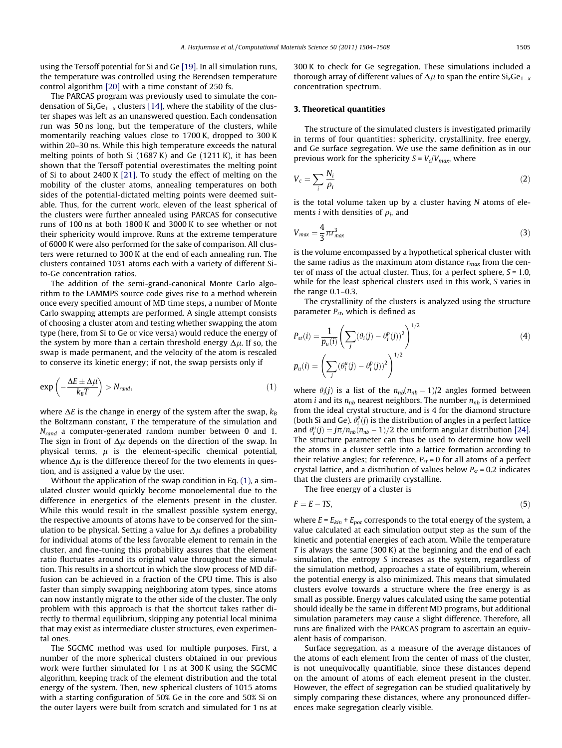using the Tersoff potential for Si and Ge [19]. In all simulation runs, the temperature was controlled using the Berendsen temperature control algorithm [20] with a time constant of 250 fs.

The PARCAS program was previously used to simulate the condensation of $Si_xGe_{1-x}$ clusters [14], where the stability of the cluster shapes was left as an unanswered question. Each condensation run was 50 ns long, but the temperature of the clusters, while momentarily reaching values close to 1700 K, dropped to 300 K within 20–30 ns. While this high temperature exceeds the natural melting points of both Si (1687 K) and Ge (1211 K), it has been shown that the Tersoff potential overestimates the melting point of Si to about 2400 K [21]. To study the effect of melting on the mobility of the cluster atoms, annealing temperatures on both sides of the potential-dictated melting points were deemed suitable. Thus, for the current work, eleven of the least spherical of the clusters were further annealed using PARCAS for consecutive runs of 100 ns at both 1800 K and 3000 K to see whether or not their sphericity would improve. Runs at the extreme temperature of 6000 K were also performed for the sake of comparison. All clusters were returned to 300 K at the end of each annealing run. The clusters contained 1031 atoms each with a variety of different Si-to-Ge concentration ratios.

The addition of the semi-grand-canonical Monte Carlo algorithm to the LAMMPS source code gives rise to a method wherein once every specified amount of MD time steps, a number of Monte Carlo swapping attempts are performed. A single attempt consists of choosing a cluster atom and testing whether swapping the atom type (here, from Si to Ge or vice versa) would reduce the energy of the system by more than a certain threshold energy $\Delta\mu$. If so, the swap is made permanent, and the velocity of the atom is rescaled to conserve its kinetic energy; if not, the swap persists only if

$$\exp\left(-\frac{\Delta E \pm \Delta\mu}{k_B T}\right) > N_{rand}, \tag{1}$$

where $\Delta E$ is the change in energy of the system after the swap, $k_B$ the Boltzmann constant, $T$ the temperature of the simulation and $N_{rand}$ a computer-generated random number between 0 and 1. The sign in front of $\Delta\mu$ depends on the direction of the swap. In physical terms, $\mu$ is the element-specific chemical potential, whence $\Delta\mu$ is the difference thereof for the two elements in question, and is assigned a value by the user.

Without the application of the swap condition in Eq. (1), a simulated cluster would quickly become monoelemental due to the difference in energetics of the elements present in the cluster. While this would result in the smallest possible system energy, the respective amounts of atoms have to be conserved for the simulation to be physical. Setting a value for $\Delta\mu$ defines a probability for individual atoms of the less favorable element to remain in the cluster, and fine-tuning this probability assures that the element ratio fluctuates around its original value throughout the simulation. This results in a shortcut in which the slow process of MD diffusion can be achieved in a fraction of the CPU time. This is also faster than simply swapping neighboring atom types, since atoms can now instantly migrate to the other side of the cluster. The only problem with this approach is that the shortcut takes rather directly to thermal equilibrium, skipping any potential local minima that may exist as intermediate cluster structures, even experimental ones.

The SGCMC method was used for multiple purposes. First, a number of the more spherical clusters obtained in our previous work were further simulated for 1 ns at 300 K using the SGCMC algorithm, keeping track of the element distribution and the total energy of the system. Then, new spherical clusters of 1015 atoms with a starting configuration of 50% Ge in the core and 50% Si on the outer layers were built from scratch and simulated for 1 ns at 300 K to check for Ge segregation. These simulations included a thorough array of different values of $\Delta\mu$ to span the entire $Si_xGe_{1-x}$ concentration spectrum.

## 3. Theoretical quantities

The structure of the simulated clusters is investigated primarily in terms of four quantities: sphericity, crystallinity, free energy, and Ge surface segregation. We use the same definition as in our previous work for the sphericity $S = V_c/V_{max}$, where

$$V_c = \sum_i \frac{N_i}{\rho_i} \tag{2}$$

is the total volume taken up by a cluster having $N$ atoms of elements $i$ with densities of $\rho_i$, and

$$V_{max} = \frac{4}{3}\pi r_{max}^3 \tag{3}$$

is the volume encompassed by a hypothetical spherical cluster with the same radius as the maximum atom distance $r_{max}$ from the center of mass of the actual cluster. Thus, for a perfect sphere, $S = 1.0$, while for the least spherical clusters used in this work, $S$ varies in the range 0.1–0.3.

The crystallinity of the clusters is analyzed using the structure parameter $P_{st}$, which is defined as

$$P_{st}(i) = \frac{1}{p_u(i)}\left(\sum_j (\theta_i(j) - \theta_i^p(j))^2\right)^{1/2} \tag{4}$$
$$p_u(i) = \left(\sum_j (\theta_i^u(j) - \theta_i^p(j))^2\right)^{1/2}$$

where $\theta_i(j)$ is a list of the $n_{nb}(n_{nb}-1)/2$ angles formed between atom $i$ and its $n_{nb}$ nearest neighbors. The number $n_{nb}$ is determined from the ideal crystal structure, and is 4 for the diamond structure (both Si and Ge). $\theta_i^p(j)$ is the distribution of angles in a perfect lattice and $\theta_i^u(j) = j\pi/n_{nb}(n_{nb}-1)/2$ the uniform angular distribution [24]. The structure parameter can thus be used to determine how well the atoms in a cluster settle into a lattice formation according to their relative angles; for reference, $P_{st} = 0$ for all atoms of a perfect crystal lattice, and a distribution of values below $P_{st} = 0.2$ indicates that the clusters are primarily crystalline.

The free energy of a cluster is

$$F = E - TS, \tag{5}$$

where $E = E_{kin} + E_{pot}$ corresponds to the total energy of the system, a value calculated at each simulation output step as the sum of the kinetic and potential energies of each atom. While the temperature $T$ is always the same (300 K) at the beginning and the end of each simulation, the entropy $S$ increases as the system, regardless of the simulation method, approaches a state of equilibrium, wherein the potential energy is also minimized. This means that simulated clusters evolve towards a structure where the free energy is as small as possible. Energy values calculated using the same potential should ideally be the same in different MD programs, but additional simulation parameters may cause a slight difference. Therefore, all runs are finalized with the PARCAS program to ascertain an equivalent basis of comparison.

Surface segregation, as a measure of the average distances of the atoms of each element from the center of mass of the cluster, is not unequivocally quantifiable, since these distances depend on the amount of atoms of each element present in the cluster. However, the effect of segregation can be studied qualitatively by simply comparing these distances, where any pronounced differences make segregation clearly visible.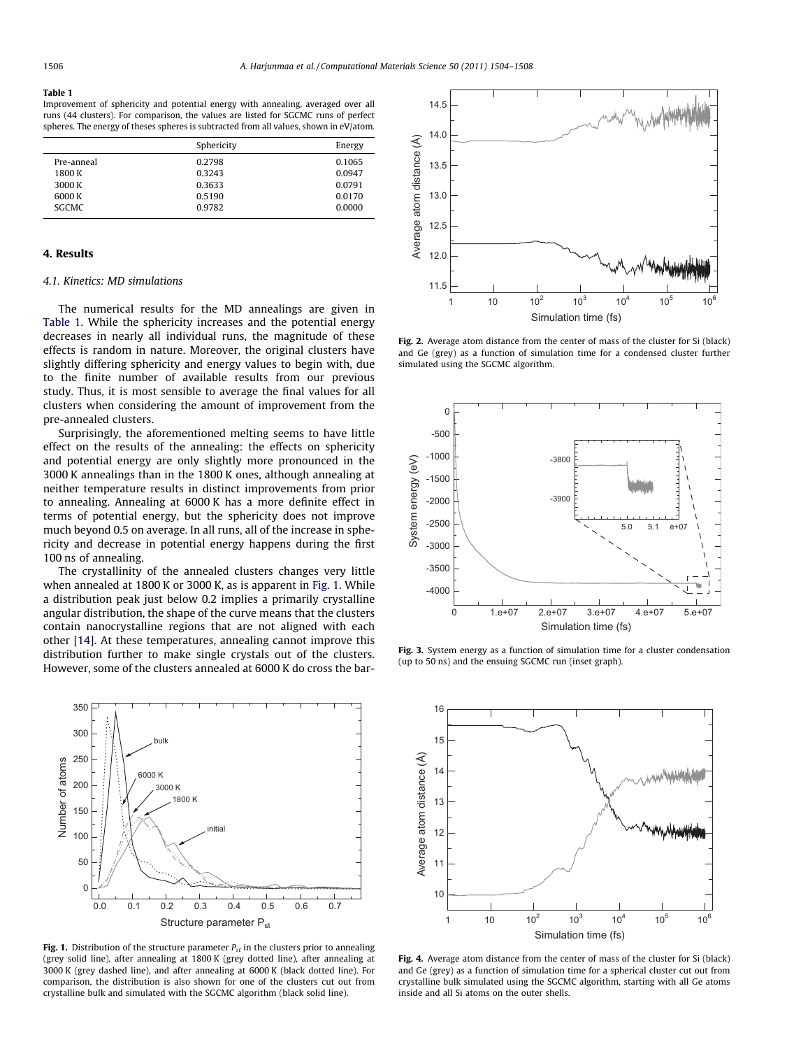**Table 1**
Improvement of sphericity and potential energy with annealing, averaged over all runs (44 clusters). For comparison, the values are listed for SGCMC runs of perfect spheres. The energy of theses spheres is subtracted from all values, shown in eV/atom.

| | Sphericity | Energy |
|---|---|---|
| Pre-anneal | 0.2798 | 0.1065 |
| 1800 K | 0.3243 | 0.0947 |
| 3000 K | 0.3633 | 0.0791 |
| 6000 K | 0.5190 | 0.0170 |
| SGCMC | 0.9782 | 0.0000 |

## 4. Results

### 4.1. Kinetics: MD simulations

The numerical results for the MD annealings are given in Table 1. While the sphericity increases and the potential energy decreases in nearly all individual runs, the magnitude of these effects is random in nature. Moreover, the original clusters have slightly differing sphericity and energy values to begin with, due to the finite number of available results from our previous study. Thus, it is most sensible to average the final values for all clusters when considering the amount of improvement from the pre-annealed clusters.

Surprisingly, the aforementioned melting seems to have little effect on the results of the annealing: the effects on sphericity and potential energy are only slightly more pronounced in the 3000 K annealings than in the 1800 K ones, although annealing at neither temperature results in distinct improvements from prior to annealing. Annealing at 6000 K has a more definite effect in terms of potential energy, but the sphericity does not improve much beyond 0.5 on average. In all runs, all of the increase in sphericity and decrease in potential energy happens during the first 100 ns of annealing.

The crystallinity of the annealed clusters changes very little when annealed at 1800 K or 3000 K, as is apparent in Fig. 1. While a distribution peak just below 0.2 implies a primarily crystalline angular distribution, the shape of the curve means that the clusters contain nanocrystalline regions that are not aligned with each other [14]. At these temperatures, annealing cannot improve this distribution further to make single crystals out of the clusters. However, some of the clusters annealed at 6000 K do cross the bar-

**Fig. 1.** Distribution of the structure parameter $P_{st}$ in the clusters prior to annealing (grey solid line), after annealing at 1800 K (grey dotted line), after annealing at 3000 K (grey dashed line), and after annealing at 6000 K (black dotted line). For comparison, the distribution is also shown for one of the clusters cut out from crystalline bulk and simulated with the SGCMC algorithm (black solid line).

**Fig. 2.** Average atom distance from the center of mass of the cluster for Si (black) and Ge (grey) as a function of simulation time for a condensed cluster further simulated using the SGCMC algorithm.

**Fig. 3.** System energy as a function of simulation time for a cluster condensation (up to 50 ns) and the ensuing SGCMC run (inset graph).

**Fig. 4.** Average atom distance from the center of mass of the cluster for Si (black) and Ge (grey) as a function of simulation time for a spherical cluster cut out from crystalline bulk simulated using the SGCMC algorithm, starting with all Ge atoms inside and all Si atoms on the outer shells.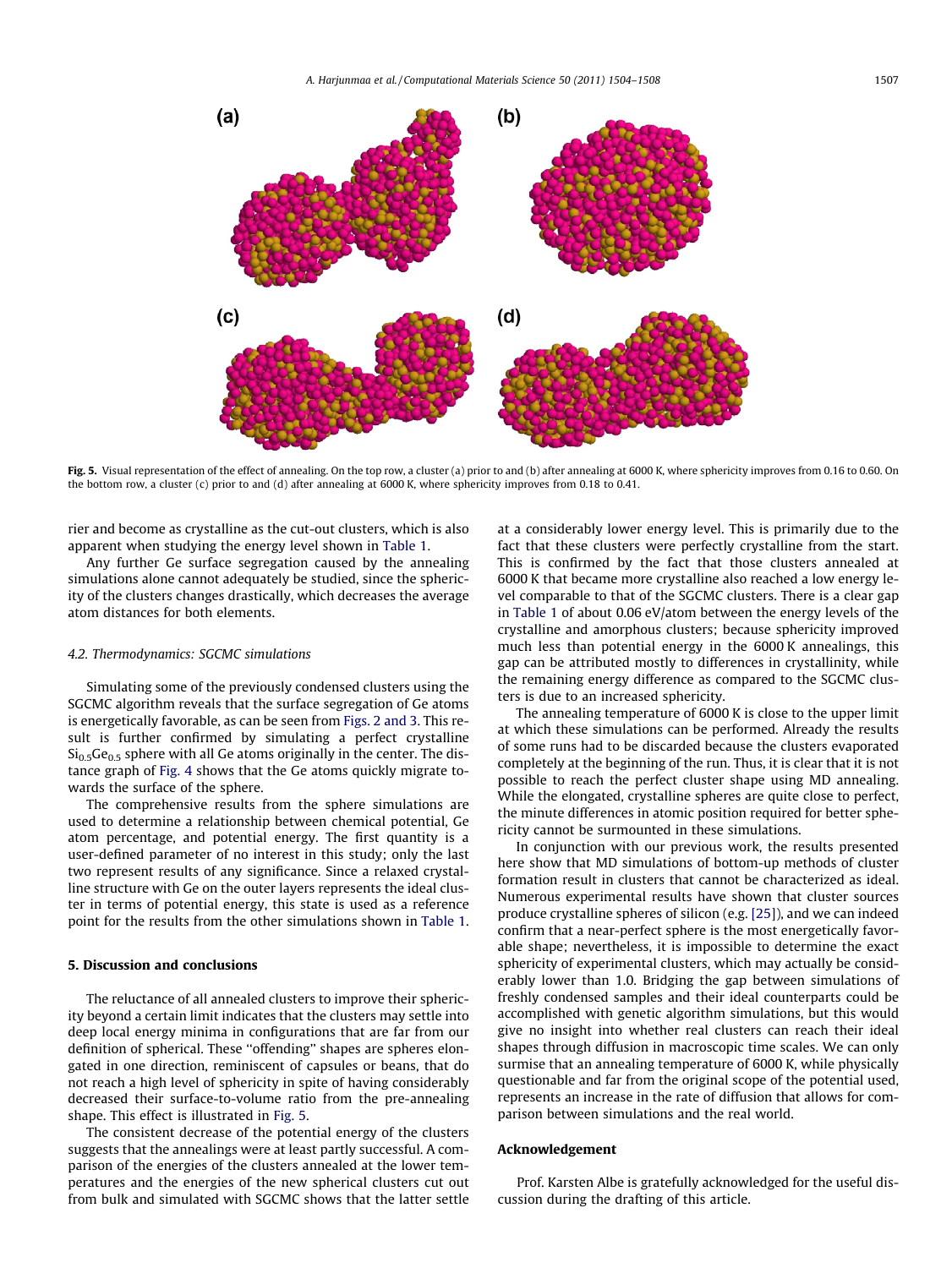Fig. 5. Visual representation of the effect of annealing. On the top row, a cluster (a) prior to and (b) after annealing at 6000 K, where sphericity improves from 0.16 to 0.60. On the bottom row, a cluster (c) prior to and (d) after annealing at 6000 K, where sphericity improves from 0.18 to 0.41.

rier and become as crystalline as the cut-out clusters, which is also apparent when studying the energy level shown in Table 1.

Any further Ge surface segregation caused by the annealing simulations alone cannot adequately be studied, since the sphericity of the clusters changes drastically, which decreases the average atom distances for both elements.

### 4.2. Thermodynamics: SGCMC simulations

Simulating some of the previously condensed clusters using the SGCMC algorithm reveals that the surface segregation of Ge atoms is energetically favorable, as can be seen from Figs. 2 and 3. This result is further confirmed by simulating a perfect crystalline $Si_{0.5}Ge_{0.5}$ sphere with all Ge atoms originally in the center. The distance graph of Fig. 4 shows that the Ge atoms quickly migrate towards the surface of the sphere.

The comprehensive results from the sphere simulations are used to determine a relationship between chemical potential, Ge atom percentage, and potential energy. The first quantity is a user-defined parameter of no interest in this study; only the last two represent results of any significance. Since a relaxed crystalline structure with Ge on the outer layers represents the ideal cluster in terms of potential energy, this state is used as a reference point for the results from the other simulations shown in Table 1.

## 5. Discussion and conclusions

The reluctance of all annealed clusters to improve their sphericity beyond a certain limit indicates that the clusters may settle into deep local energy minima in configurations that are far from our definition of spherical. These "offending" shapes are spheres elongated in one direction, reminiscent of capsules or beans, that do not reach a high level of sphericity in spite of having considerably decreased their surface-to-volume ratio from the pre-annealing shape. This effect is illustrated in Fig. 5.

The consistent decrease of the potential energy of the clusters suggests that the annealings were at least partly successful. A comparison of the energies of the clusters annealed at the lower temperatures and the energies of the new spherical clusters cut out from bulk and simulated with SGCMC shows that the latter settle at a considerably lower energy level. This is primarily due to the fact that these clusters were perfectly crystalline from the start. This is confirmed by the fact that those clusters annealed at 6000 K that became more crystalline also reached a low energy level comparable to that of the SGCMC clusters. There is a clear gap in Table 1 of about 0.06 eV/atom between the energy levels of the crystalline and amorphous clusters; because sphericity improved much less than potential energy in the 6000 K annealings, this gap can be attributed mostly to differences in crystallinity, while the remaining energy difference as compared to the SGCMC clusters is due to an increased sphericity.

The annealing temperature of 6000 K is close to the upper limit at which these simulations can be performed. Already the results of some runs had to be discarded because the clusters evaporated completely at the beginning of the run. Thus, it is clear that it is not possible to reach the perfect cluster shape using MD annealing. While the elongated, crystalline spheres are quite close to perfect, the minute differences in atomic position required for better sphericity cannot be surmounted in these simulations.

In conjunction with our previous work, the results presented here show that MD simulations of bottom-up methods of cluster formation result in clusters that cannot be characterized as ideal. Numerous experimental results have shown that cluster sources produce crystalline spheres of silicon (e.g. [25]), and we can indeed confirm that a near-perfect sphere is the most energetically favorable shape; nevertheless, it is impossible to determine the exact sphericity of experimental clusters, which may actually be considerably lower than 1.0. Bridging the gap between simulations of freshly condensed samples and their ideal counterparts could be accomplished with genetic algorithm simulations, but this would give no insight into whether real clusters can reach their ideal shapes through diffusion in macroscopic time scales. We can only surmise that an annealing temperature of 6000 K, while physically questionable and far from the original scope of the potential used, represents an increase in the rate of diffusion that allows for comparison between simulations and the real world.

## Acknowledgement

Prof. Karsten Albe is gratefully acknowledged for the useful discussion during the drafting of this article.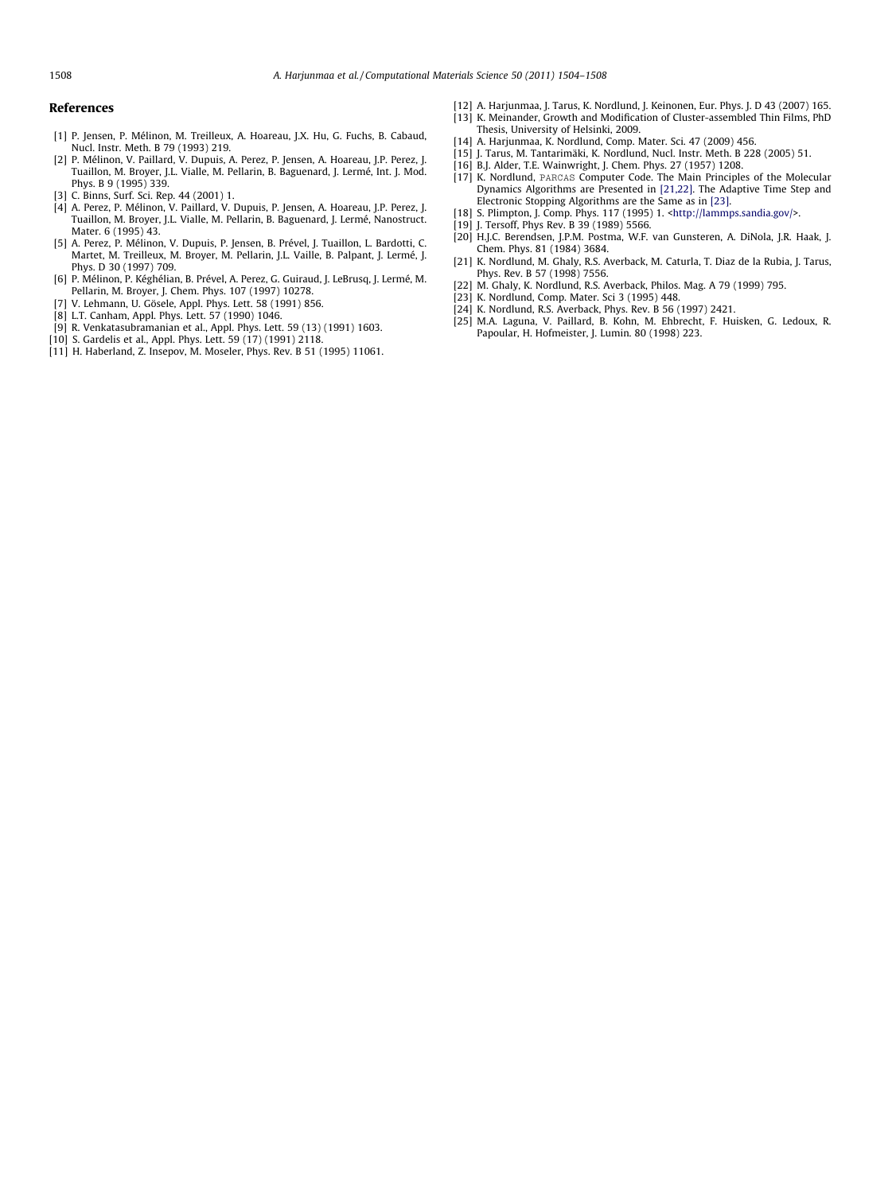## References

[1] P. Jensen, P. Mélinon, M. Treilleux, A. Hoareau, J.X. Hu, G. Fuchs, B. Cabaud, Nucl. Instr. Meth. B 79 (1993) 219.

[2] P. Mélinon, V. Paillard, V. Dupuis, A. Perez, P. Jensen, A. Hoareau, J.P. Perez, J. Tuaillon, M. Broyer, J.L. Vialle, M. Pellarin, B. Baguenard, J. Lermé, Int. J. Mod. Phys. B 9 (1995) 339.

[3] C. Binns, Surf. Sci. Rep. 44 (2001) 1.

[4] A. Perez, P. Mélinon, V. Paillard, V. Dupuis, P. Jensen, A. Hoareau, J.P. Perez, J. Tuaillon, M. Broyer, J.L. Vialle, M. Pellarin, B. Baguenard, J. Lermé, Nanostruct. Mater. 6 (1995) 43.

[5] A. Perez, P. Mélinon, V. Dupuis, P. Jensen, B. Prével, J. Tuaillon, L. Bardotti, C. Martet, M. Treilleux, M. Broyer, M. Pellarin, J.L. Vaille, B. Palpant, J. Lermé, J. Phys. D 30 (1997) 709.

[6] P. Mélinon, P. Kéghélian, B. Prével, A. Perez, G. Guiraud, J. LeBrusq, J. Lermé, M. Pellarin, M. Broyer, J. Chem. Phys. 107 (1997) 10278.

[7] V. Lehmann, U. Gösele, Appl. Phys. Lett. 58 (1991) 856.

[8] L.T. Canham, Appl. Phys. Lett. 57 (1990) 1046.

[9] R. Venkatasubramanian et al., Appl. Phys. Lett. 59 (13) (1991) 1603.

[10] S. Gardelis et al., Appl. Phys. Lett. 59 (17) (1991) 2118.

[11] H. Haberland, Z. Insepov, M. Moseler, Phys. Rev. B 51 (1995) 11061.

[12] A. Harjunmaa, J. Tarus, K. Nordlund, J. Keinonen, Eur. Phys. J. D 43 (2007) 165.

[13] K. Meinander, Growth and Modification of Cluster-assembled Thin Films, PhD Thesis, University of Helsinki, 2009.

[14] A. Harjunmaa, K. Nordlund, Comp. Mater. Sci. 47 (2009) 456.

[15] J. Tarus, M. Tantarimäki, K. Nordlund, Nucl. Instr. Meth. B 228 (2005) 51.

[16] B.J. Alder, T.E. Wainwright, J. Chem. Phys. 27 (1957) 1208.

[17] K. Nordlund, PARCAS Computer Code. The Main Principles of the Molecular Dynamics Algorithms are Presented in [21,22]. The Adaptive Time Step and Electronic Stopping Algorithms are the Same as in [23].

[18] S. Plimpton, J. Comp. Phys. 117 (1995) 1. <http://lammps.sandia.gov/>.

[19] J. Tersoff, Phys Rev. B 39 (1989) 5566.

[20] H.J.C. Berendsen, J.P.M. Postma, W.F. van Gunsteren, A. DiNola, J.R. Haak, J. Chem. Phys. 81 (1984) 3684.

[21] K. Nordlund, M. Ghaly, R.S. Averback, M. Caturla, T. Diaz de la Rubia, J. Tarus, Phys. Rev. B 57 (1998) 7556.

[22] M. Ghaly, K. Nordlund, R.S. Averback, Philos. Mag. A 79 (1999) 795.

[23] K. Nordlund, Comp. Mater. Sci 3 (1995) 448.

[24] K. Nordlund, R.S. Averback, Phys. Rev. B 56 (1997) 2421.

[25] M.A. Laguna, V. Paillard, B. Kohn, M. Ehbrecht, F. Huisken, G. Ledoux, R. Papoular, H. Hofmeister, J. Lumin. 80 (1998) 223.